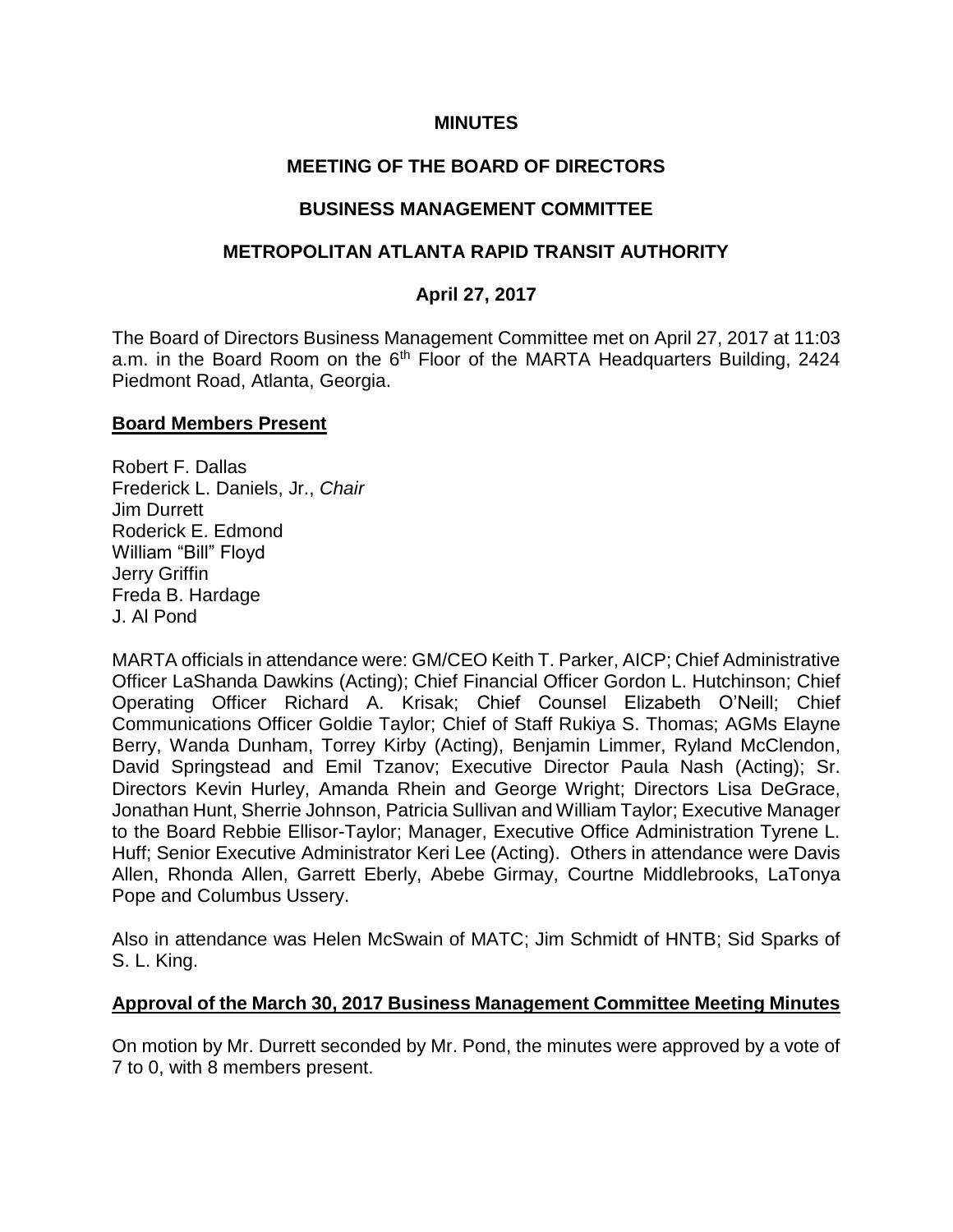# MINUTES

## MEETING OF THE BOARD OF DIRECTORS

## BUSINESS MANAGEMENT COMMITTEE

## METROPOLITAN ATLANTA RAPID TRANSIT AUTHORITY

### April 27, 2017

The Board of Directors Business Management Committee met on April 27, 2017 at 11:03 a.m. in the Board Room on the 6th Floor of the MARTA Headquarters Building, 2424 Piedmont Road, Atlanta, Georgia.

**Board Members Present**

Robert F. Dallas
Frederick L. Daniels, Jr., *Chair*
Jim Durrett
Roderick E. Edmond
William "Bill" Floyd
Jerry Griffin
Freda B. Hardage
J. Al Pond

MARTA officials in attendance were: GM/CEO Keith T. Parker, AICP; Chief Administrative Officer LaShanda Dawkins (Acting); Chief Financial Officer Gordon L. Hutchinson; Chief Operating Officer Richard A. Krisak; Chief Counsel Elizabeth O'Neill; Chief Communications Officer Goldie Taylor; Chief of Staff Rukiya S. Thomas; AGMs Elayne Berry, Wanda Dunham, Torrey Kirby (Acting), Benjamin Limmer, Ryland McClendon, David Springstead and Emil Tzanov; Executive Director Paula Nash (Acting); Sr. Directors Kevin Hurley, Amanda Rhein and George Wright; Directors Lisa DeGrace, Jonathan Hunt, Sherrie Johnson, Patricia Sullivan and William Taylor; Executive Manager to the Board Rebbie Ellisor-Taylor; Manager, Executive Office Administration Tyrene L. Huff; Senior Executive Administrator Keri Lee (Acting). Others in attendance were Davis Allen, Rhonda Allen, Garrett Eberly, Abebe Girmay, Courtne Middlebrooks, LaTonya Pope and Columbus Ussery.

Also in attendance was Helen McSwain of MATC; Jim Schmidt of HNTB; Sid Sparks of S. L. King.

**Approval of the March 30, 2017 Business Management Committee Meeting Minutes**

On motion by Mr. Durrett seconded by Mr. Pond, the minutes were approved by a vote of 7 to 0, with 8 members present.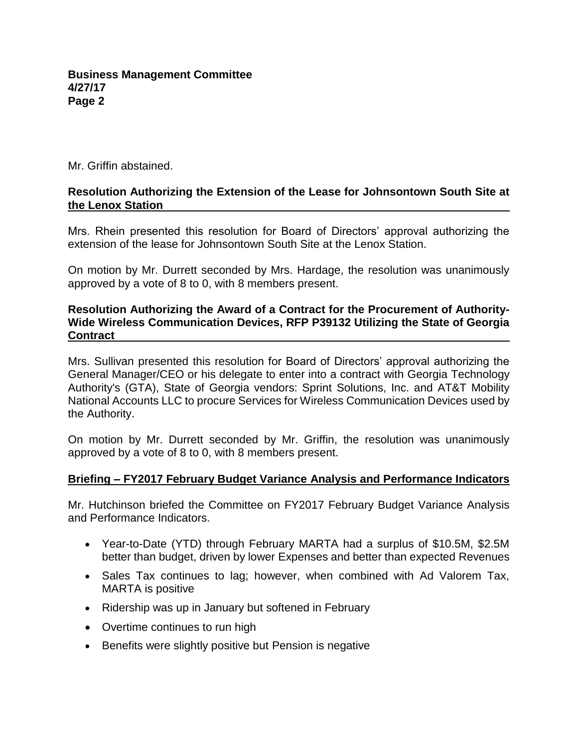Mr. Griffin abstained.

**Resolution Authorizing the Extension of the Lease for Johnsontown South Site at the Lenox Station**

Mrs. Rhein presented this resolution for Board of Directors' approval authorizing the extension of the lease for Johnsontown South Site at the Lenox Station.

On motion by Mr. Durrett seconded by Mrs. Hardage, the resolution was unanimously approved by a vote of 8 to 0, with 8 members present.

**Resolution Authorizing the Award of a Contract for the Procurement of Authority-Wide Wireless Communication Devices, RFP P39132 Utilizing the State of Georgia Contract**

Mrs. Sullivan presented this resolution for Board of Directors' approval authorizing the General Manager/CEO or his delegate to enter into a contract with Georgia Technology Authority's (GTA), State of Georgia vendors: Sprint Solutions, Inc. and AT&T Mobility National Accounts LLC to procure Services for Wireless Communication Devices used by the Authority.

On motion by Mr. Durrett seconded by Mr. Griffin, the resolution was unanimously approved by a vote of 8 to 0, with 8 members present.

**Briefing – FY2017 February Budget Variance Analysis and Performance Indicators**

Mr. Hutchinson briefed the Committee on FY2017 February Budget Variance Analysis and Performance Indicators.

- Year-to-Date (YTD) through February MARTA had a surplus of $10.5M, $2.5M better than budget, driven by lower Expenses and better than expected Revenues
- Sales Tax continues to lag; however, when combined with Ad Valorem Tax, MARTA is positive
- Ridership was up in January but softened in February
- Overtime continues to run high
- Benefits were slightly positive but Pension is negative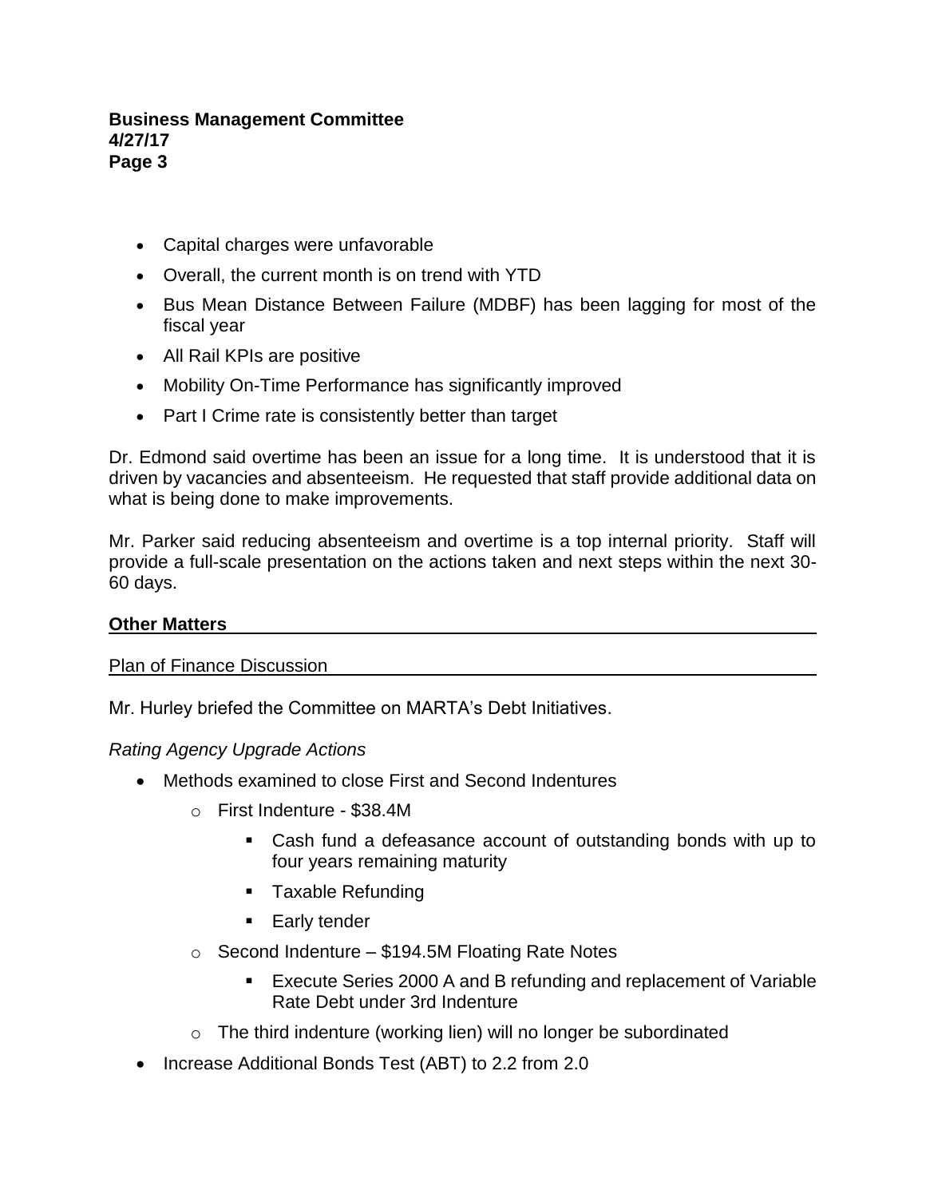- Capital charges were unfavorable
- Overall, the current month is on trend with YTD
- Bus Mean Distance Between Failure (MDBF) has been lagging for most of the fiscal year
- All Rail KPIs are positive
- Mobility On-Time Performance has significantly improved
- Part I Crime rate is consistently better than target

Dr. Edmond said overtime has been an issue for a long time. It is understood that it is driven by vacancies and absenteeism. He requested that staff provide additional data on what is being done to make improvements.

Mr. Parker said reducing absenteeism and overtime is a top internal priority. Staff will provide a full-scale presentation on the actions taken and next steps within the next 30-60 days.

## Other Matters

### Plan of Finance Discussion

Mr. Hurley briefed the Committee on MARTA's Debt Initiatives.

*Rating Agency Upgrade Actions*

- Methods examined to close First and Second Indentures
  - First Indenture - $38.4M
    - Cash fund a defeasance account of outstanding bonds with up to four years remaining maturity
    - Taxable Refunding
    - Early tender
  - Second Indenture – $194.5M Floating Rate Notes
    - Execute Series 2000 A and B refunding and replacement of Variable Rate Debt under 3rd Indenture
  - The third indenture (working lien) will no longer be subordinated
- Increase Additional Bonds Test (ABT) to 2.2 from 2.0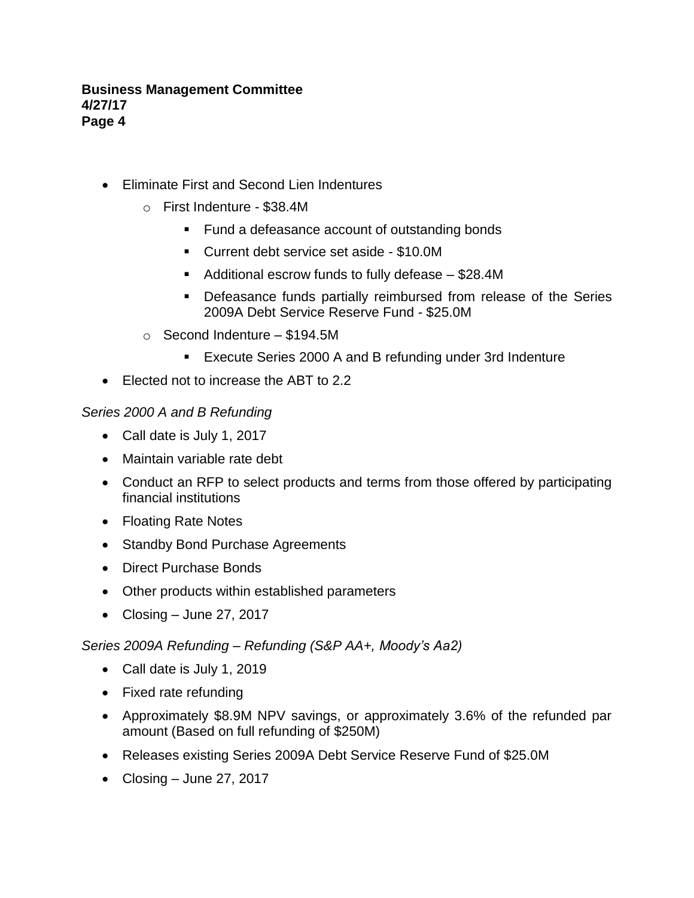- Eliminate First and Second Lien Indentures
    - First Indenture - $38.4M
        - Fund a defeasance account of outstanding bonds
        - Current debt service set aside - $10.0M
        - Additional escrow funds to fully defease – $28.4M
        - Defeasance funds partially reimbursed from release of the Series 2009A Debt Service Reserve Fund - $25.0M
    - Second Indenture – $194.5M
        - Execute Series 2000 A and B refunding under 3rd Indenture
- Elected not to increase the ABT to 2.2

*Series 2000 A and B Refunding*

- Call date is July 1, 2017
- Maintain variable rate debt
- Conduct an RFP to select products and terms from those offered by participating financial institutions
- Floating Rate Notes
- Standby Bond Purchase Agreements
- Direct Purchase Bonds
- Other products within established parameters
- Closing – June 27, 2017

*Series 2009A Refunding – Refunding (S&P AA+, Moody's Aa2)*

- Call date is July 1, 2019
- Fixed rate refunding
- Approximately $8.9M NPV savings, or approximately 3.6% of the refunded par amount (Based on full refunding of $250M)
- Releases existing Series 2009A Debt Service Reserve Fund of $25.0M
- Closing – June 27, 2017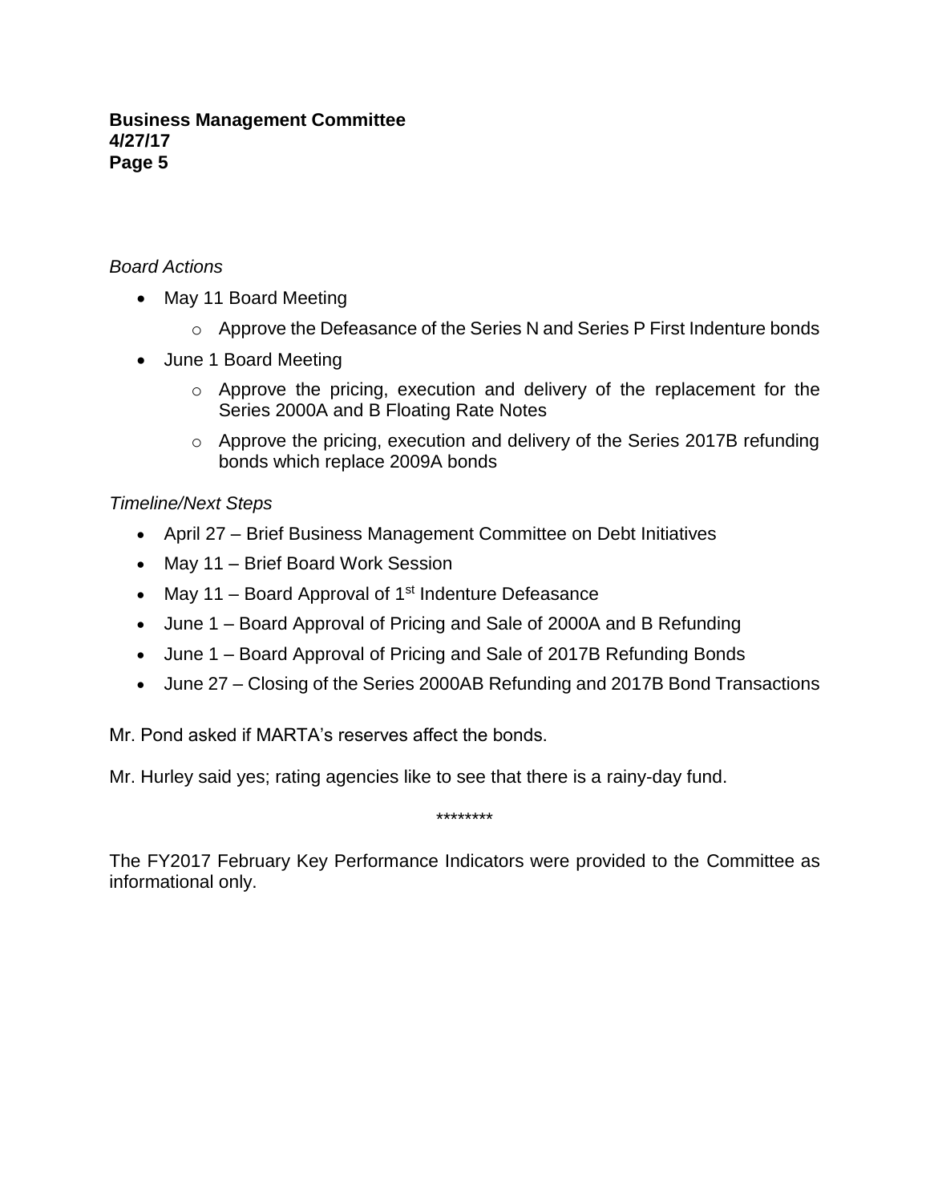*Board Actions*

- May 11 Board Meeting
  - Approve the Defeasance of the Series N and Series P First Indenture bonds
- June 1 Board Meeting
  - Approve the pricing, execution and delivery of the replacement for the Series 2000A and B Floating Rate Notes
  - Approve the pricing, execution and delivery of the Series 2017B refunding bonds which replace 2009A bonds

*Timeline/Next Steps*

- April 27 – Brief Business Management Committee on Debt Initiatives
- May 11 – Brief Board Work Session
- May 11 – Board Approval of 1st Indenture Defeasance
- June 1 – Board Approval of Pricing and Sale of 2000A and B Refunding
- June 1 – Board Approval of Pricing and Sale of 2017B Refunding Bonds
- June 27 – Closing of the Series 2000AB Refunding and 2017B Bond Transactions

Mr. Pond asked if MARTA's reserves affect the bonds.

Mr. Hurley said yes; rating agencies like to see that there is a rainy-day fund.

********

The FY2017 February Key Performance Indicators were provided to the Committee as informational only.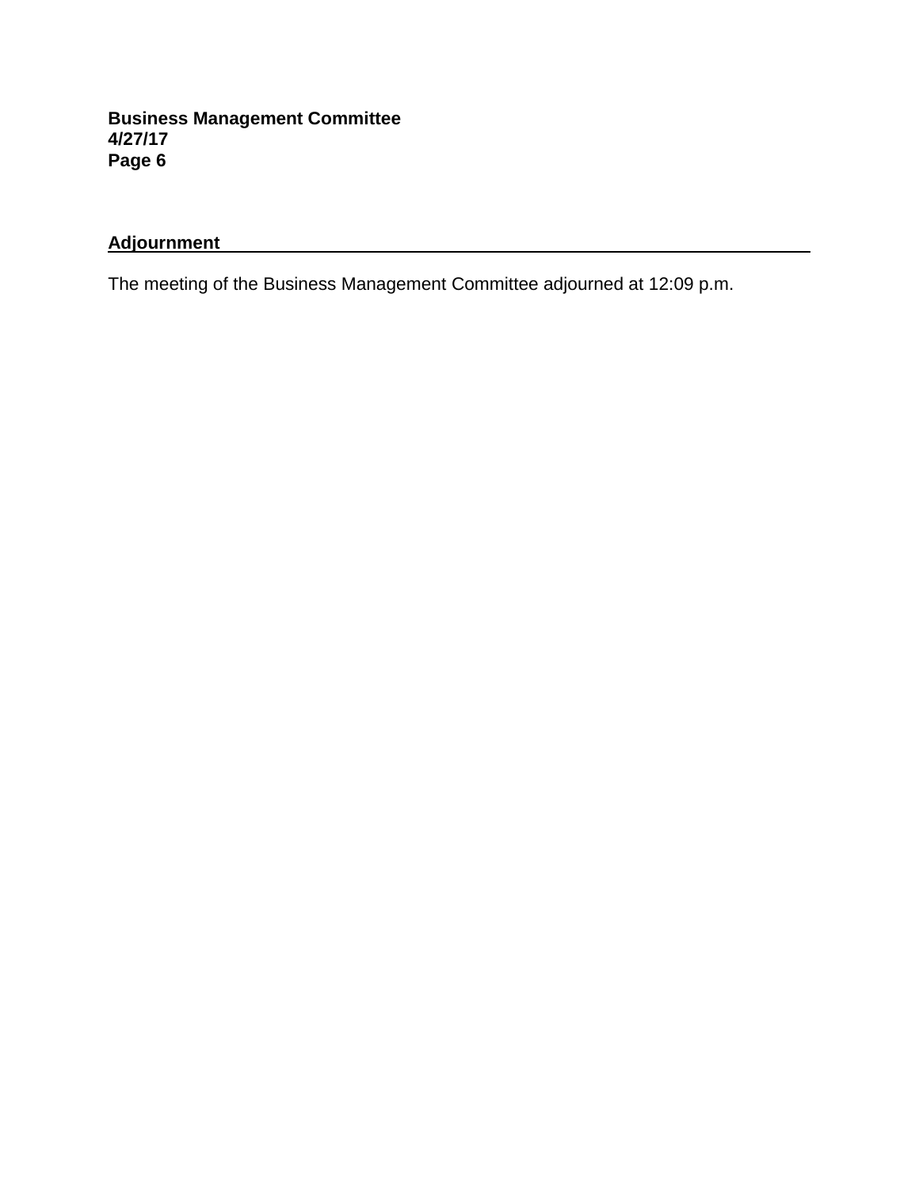## Adjournment

The meeting of the Business Management Committee adjourned at 12:09 p.m.